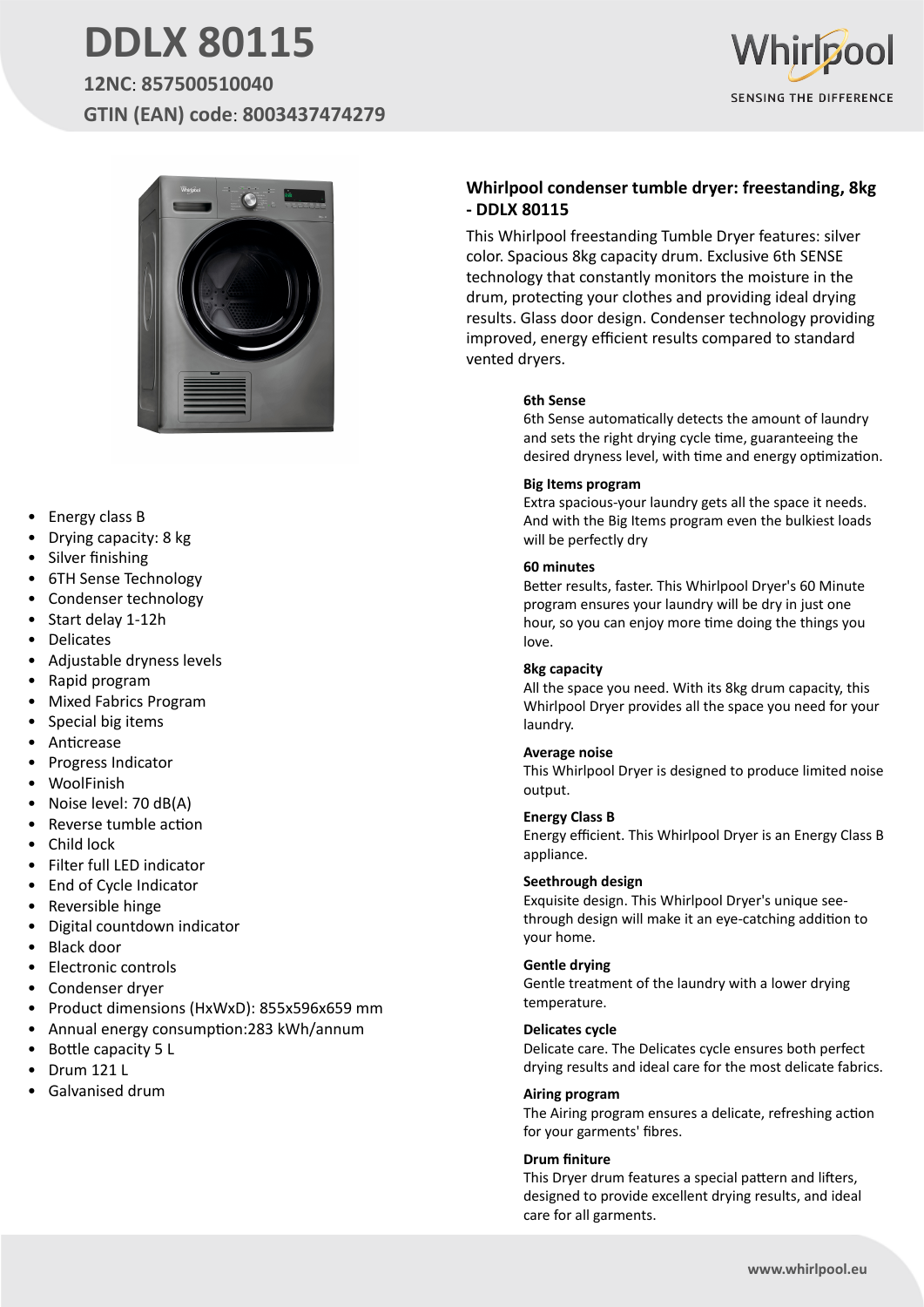# DDLX 80115

**12NC**: **857500510040**

**GTIN (EAN) code**: **8003437474279**

Whirlpool

SENSING THE DIFFERENCE

- Energy class B
- Drying capacity: 8 kg
- Silver finishing
- 6TH Sense Technology
- Condenser technology
- Start delay 1-12h
- Delicates
- Adjustable dryness levels
- Rapid program
- Mixed Fabrics Program
- Special big items
- Anticrease
- Progress Indicator
- WoolFinish
- Noise level: 70 dB(A)
- Reverse tumble action
- Child lock
- Filter full LED indicator
- End of Cycle Indicator
- Reversible hinge
- Digital countdown indicator
- Black door
- Electronic controls
- Condenser dryer
- Product dimensions (HxWxD): 855x596x659 mm
- Annual energy consumption:283 kWh/annum
- Bottle capacity 5 L
- Drum 121 L
- Galvanised drum

## Whirlpool condenser tumble dryer: freestanding, 8kg - DDLX 80115

This Whirlpool freestanding Tumble Dryer features: silver color. Spacious 8kg capacity drum. Exclusive 6th SENSE technology that constantly monitors the moisture in the drum, protecting your clothes and providing ideal drying results. Glass door design. Condenser technology providing improved, energy efficient results compared to standard vented dryers.

**6th Sense**
6th Sense automatically detects the amount of laundry and sets the right drying cycle time, guaranteeing the desired dryness level, with time and energy optimization.

**Big Items program**
Extra spacious-your laundry gets all the space it needs. And with the Big Items program even the bulkiest loads will be perfectly dry

**60 minutes**
Better results, faster. This Whirlpool Dryer's 60 Minute program ensures your laundry will be dry in just one hour, so you can enjoy more time doing the things you love.

**8kg capacity**
All the space you need. With its 8kg drum capacity, this Whirlpool Dryer provides all the space you need for your laundry.

**Average noise**
This Whirlpool Dryer is designed to produce limited noise output.

**Energy Class B**
Energy efficient. This Whirlpool Dryer is an Energy Class B appliance.

**Seethrough design**
Exquisite design. This Whirlpool Dryer's unique see-through design will make it an eye-catching addition to your home.

**Gentle drying**
Gentle treatment of the laundry with a lower drying temperature.

**Delicates cycle**
Delicate care. The Delicates cycle ensures both perfect drying results and ideal care for the most delicate fabrics.

**Airing program**
The Airing program ensures a delicate, refreshing action for your garments' fibres.

**Drum finiture**
This Dryer drum features a special pattern and lifters, designed to provide excellent drying results, and ideal care for all garments.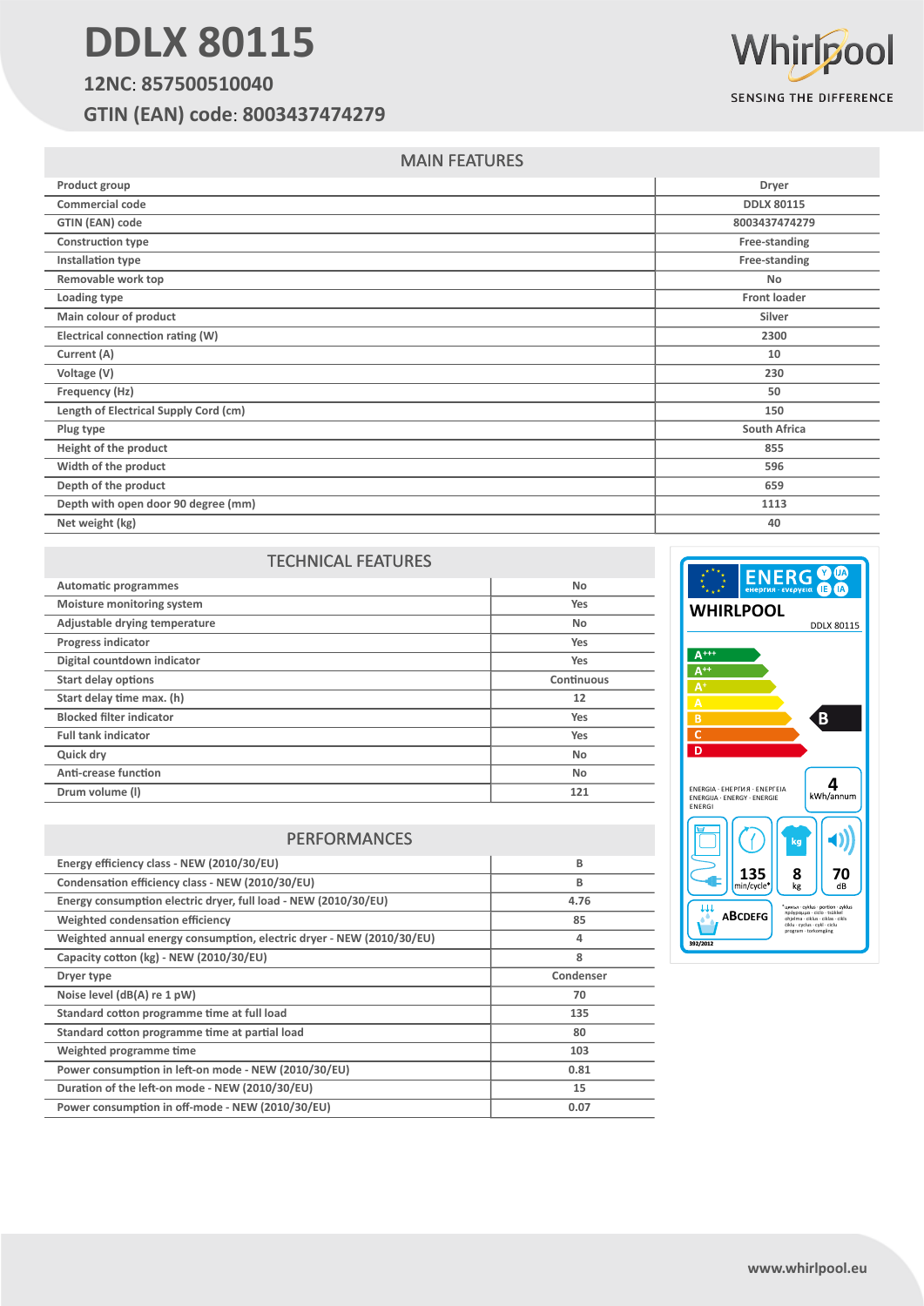# DDLX 80115

**12NC**: **857500510040**

**GTIN (EAN) code**: **8003437474279**

Whirlpool

SENSING THE DIFFERENCE

## MAIN FEATURES

| | |
|---|---|
| Product group | Dryer |
| Commercial code | DDLX 80115 |
| GTIN (EAN) code | 8003437474279 |
| Construction type | Free-standing |
| Installation type | Free-standing |
| Removable work top | No |
| Loading type | Front loader |
| Main colour of product | Silver |
| Electrical connection rating (W) | 2300 |
| Current (A) | 10 |
| Voltage (V) | 230 |
| Frequency (Hz) | 50 |
| Length of Electrical Supply Cord (cm) | 150 |
| Plug type | South Africa |
| Height of the product | 855 |
| Width of the product | 596 |
| Depth of the product | 659 |
| Depth with open door 90 degree (mm) | 1113 |
| Net weight (kg) | 40 |

## TECHNICAL FEATURES

| | |
|---|---|
| Automatic programmes | No |
| Moisture monitoring system | Yes |
| Adjustable drying temperature | No |
| Progress indicator | Yes |
| Digital countdown indicator | Yes |
| Start delay options | Continuous |
| Start delay time max. (h) | 12 |
| Blocked filter indicator | Yes |
| Full tank indicator | Yes |
| Quick dry | No |
| Anti-crease function | No |
| Drum volume (l) | 121 |

ENERG енергия · ενεργεια Y IJA IE IA

WHIRLPOOL

DDLX 80115

A+++
A++
A+
A
B
C
D

B

ENERGIA · ЕНЕРГИЯ · ΕΝΕΡΓΕΙΑ ENERGIJA · ENERGY · ENERGIE ENERGI

4 kWh/annum

135 min/cycle*

8 kg

70 dB

ABCDEFG

392/2012

## PERFORMANCES

| | |
|---|---|
| Energy efficiency class - NEW (2010/30/EU) | B |
| Condensation efficiency class - NEW (2010/30/EU) | B |
| Energy consumption electric dryer, full load - NEW (2010/30/EU) | 4.76 |
| Weighted condensation efficiency | 85 |
| Weighted annual energy consumption, electric dryer - NEW (2010/30/EU) | 4 |
| Capacity cotton (kg) - NEW (2010/30/EU) | 8 |
| Dryer type | Condenser |
| Noise level (dB(A) re 1 pW) | 70 |
| Standard cotton programme time at full load | 135 |
| Standard cotton programme time at partial load | 80 |
| Weighted programme time | 103 |
| Power consumption in left-on mode - NEW (2010/30/EU) | 0.81 |
| Duration of the left-on mode - NEW (2010/30/EU) | 15 |
| Power consumption in off-mode - NEW (2010/30/EU) | 0.07 |

www.whirlpool.eu